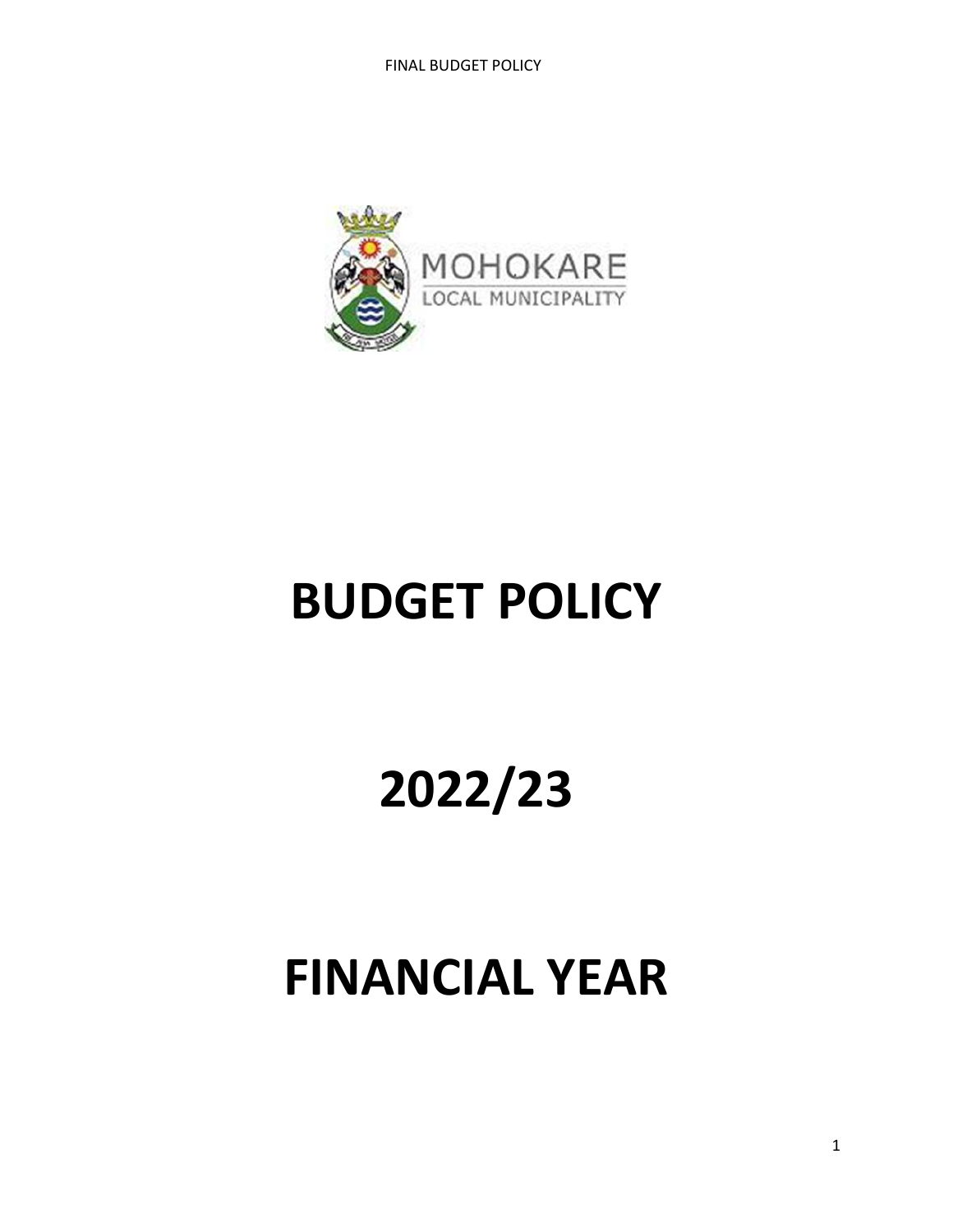MOHOKARE
LOCAL MUNICIPALITY

# BUDGET POLICY

# 2022/23

# FINANCIAL YEAR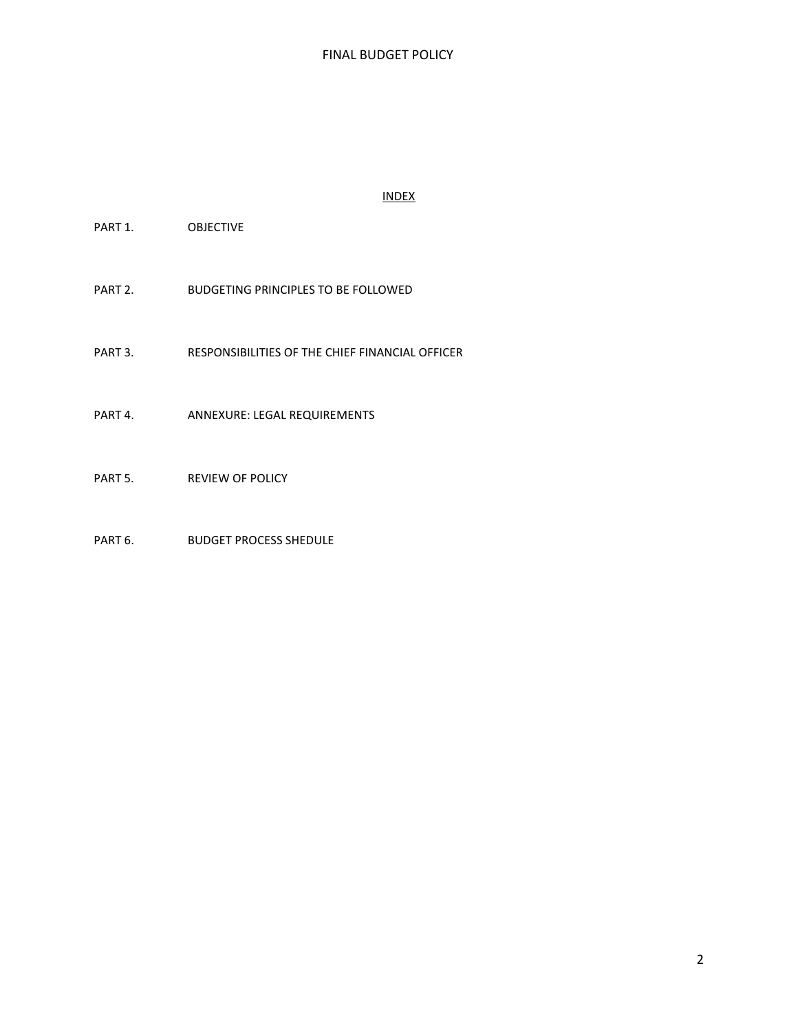## INDEX

PART 1. OBJECTIVE

PART 2. BUDGETING PRINCIPLES TO BE FOLLOWED

PART 3. RESPONSIBILITIES OF THE CHIEF FINANCIAL OFFICER

PART 4. ANNEXURE: LEGAL REQUIREMENTS

PART 5. REVIEW OF POLICY

PART 6. BUDGET PROCESS SHEDULE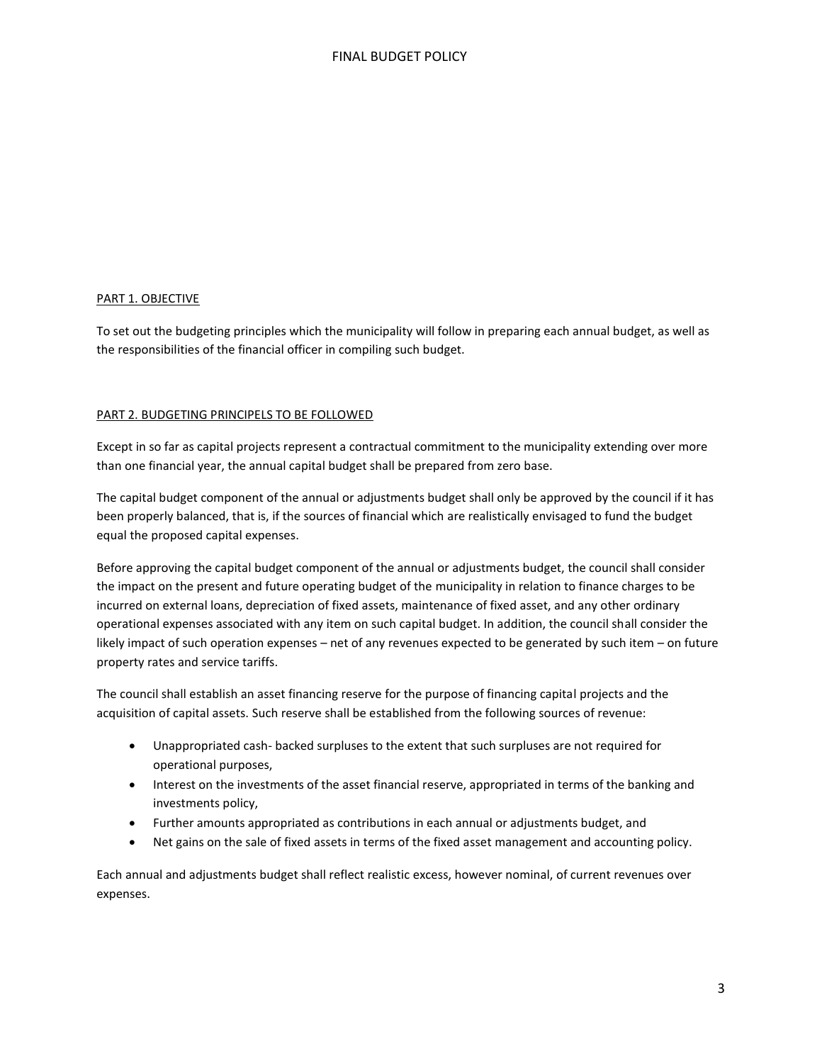## PART 1. OBJECTIVE

To set out the budgeting principles which the municipality will follow in preparing each annual budget, as well as the responsibilities of the financial officer in compiling such budget.

## PART 2. BUDGETING PRINCIPELS TO BE FOLLOWED

Except in so far as capital projects represent a contractual commitment to the municipality extending over more than one financial year, the annual capital budget shall be prepared from zero base.

The capital budget component of the annual or adjustments budget shall only be approved by the council if it has been properly balanced, that is, if the sources of financial which are realistically envisaged to fund the budget equal the proposed capital expenses.

Before approving the capital budget component of the annual or adjustments budget, the council shall consider the impact on the present and future operating budget of the municipality in relation to finance charges to be incurred on external loans, depreciation of fixed assets, maintenance of fixed asset, and any other ordinary operational expenses associated with any item on such capital budget. In addition, the council shall consider the likely impact of such operation expenses – net of any revenues expected to be generated by such item – on future property rates and service tariffs.

The council shall establish an asset financing reserve for the purpose of financing capital projects and the acquisition of capital assets. Such reserve shall be established from the following sources of revenue:

- Unappropriated cash- backed surpluses to the extent that such surpluses are not required for operational purposes,
- Interest on the investments of the asset financial reserve, appropriated in terms of the banking and investments policy,
- Further amounts appropriated as contributions in each annual or adjustments budget, and
- Net gains on the sale of fixed assets in terms of the fixed asset management and accounting policy.

Each annual and adjustments budget shall reflect realistic excess, however nominal, of current revenues over expenses.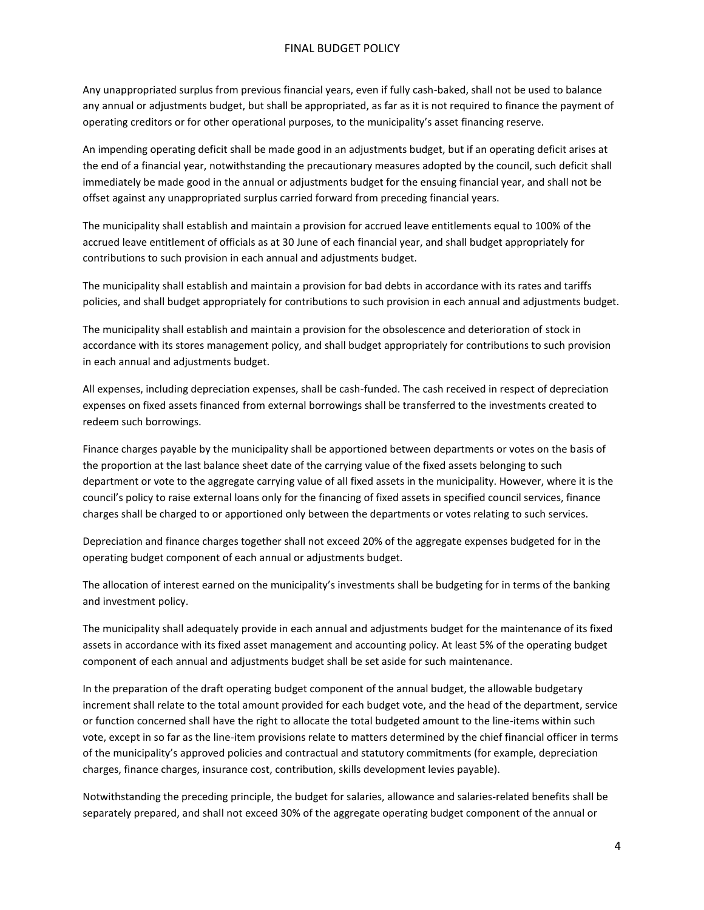Any unappropriated surplus from previous financial years, even if fully cash-baked, shall not be used to balance any annual or adjustments budget, but shall be appropriated, as far as it is not required to finance the payment of operating creditors or for other operational purposes, to the municipality's asset financing reserve.

An impending operating deficit shall be made good in an adjustments budget, but if an operating deficit arises at the end of a financial year, notwithstanding the precautionary measures adopted by the council, such deficit shall immediately be made good in the annual or adjustments budget for the ensuing financial year, and shall not be offset against any unappropriated surplus carried forward from preceding financial years.

The municipality shall establish and maintain a provision for accrued leave entitlements equal to 100% of the accrued leave entitlement of officials as at 30 June of each financial year, and shall budget appropriately for contributions to such provision in each annual and adjustments budget.

The municipality shall establish and maintain a provision for bad debts in accordance with its rates and tariffs policies, and shall budget appropriately for contributions to such provision in each annual and adjustments budget.

The municipality shall establish and maintain a provision for the obsolescence and deterioration of stock in accordance with its stores management policy, and shall budget appropriately for contributions to such provision in each annual and adjustments budget.

All expenses, including depreciation expenses, shall be cash-funded. The cash received in respect of depreciation expenses on fixed assets financed from external borrowings shall be transferred to the investments created to redeem such borrowings.

Finance charges payable by the municipality shall be apportioned between departments or votes on the basis of the proportion at the last balance sheet date of the carrying value of the fixed assets belonging to such department or vote to the aggregate carrying value of all fixed assets in the municipality. However, where it is the council's policy to raise external loans only for the financing of fixed assets in specified council services, finance charges shall be charged to or apportioned only between the departments or votes relating to such services.

Depreciation and finance charges together shall not exceed 20% of the aggregate expenses budgeted for in the operating budget component of each annual or adjustments budget.

The allocation of interest earned on the municipality's investments shall be budgeting for in terms of the banking and investment policy.

The municipality shall adequately provide in each annual and adjustments budget for the maintenance of its fixed assets in accordance with its fixed asset management and accounting policy. At least 5% of the operating budget component of each annual and adjustments budget shall be set aside for such maintenance.

In the preparation of the draft operating budget component of the annual budget, the allowable budgetary increment shall relate to the total amount provided for each budget vote, and the head of the department, service or function concerned shall have the right to allocate the total budgeted amount to the line-items within such vote, except in so far as the line-item provisions relate to matters determined by the chief financial officer in terms of the municipality's approved policies and contractual and statutory commitments (for example, depreciation charges, finance charges, insurance cost, contribution, skills development levies payable).

Notwithstanding the preceding principle, the budget for salaries, allowance and salaries-related benefits shall be separately prepared, and shall not exceed 30% of the aggregate operating budget component of the annual or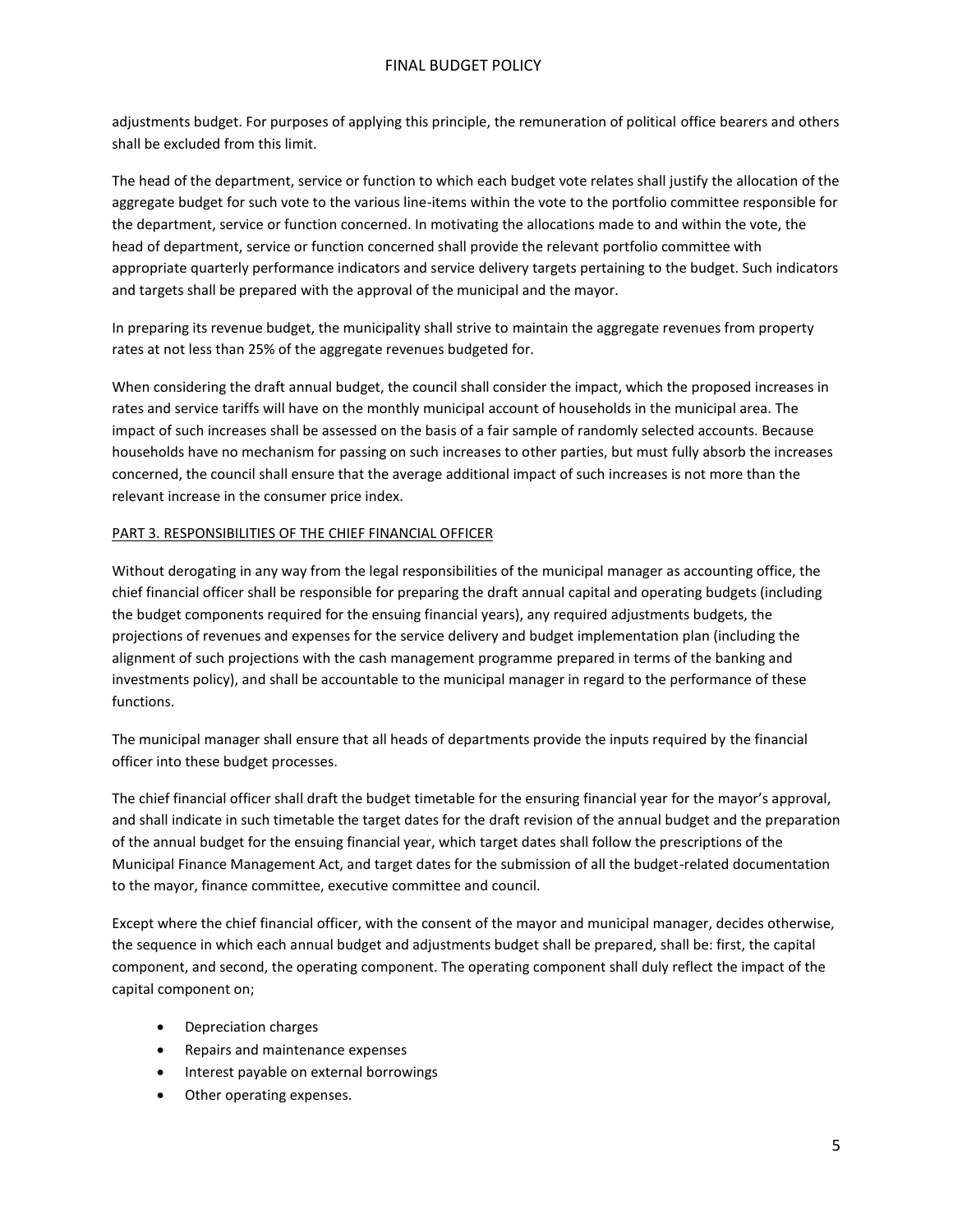adjustments budget. For purposes of applying this principle, the remuneration of political office bearers and others shall be excluded from this limit.

The head of the department, service or function to which each budget vote relates shall justify the allocation of the aggregate budget for such vote to the various line-items within the vote to the portfolio committee responsible for the department, service or function concerned. In motivating the allocations made to and within the vote, the head of department, service or function concerned shall provide the relevant portfolio committee with appropriate quarterly performance indicators and service delivery targets pertaining to the budget. Such indicators and targets shall be prepared with the approval of the municipal and the mayor.

In preparing its revenue budget, the municipality shall strive to maintain the aggregate revenues from property rates at not less than 25% of the aggregate revenues budgeted for.

When considering the draft annual budget, the council shall consider the impact, which the proposed increases in rates and service tariffs will have on the monthly municipal account of households in the municipal area. The impact of such increases shall be assessed on the basis of a fair sample of randomly selected accounts. Because households have no mechanism for passing on such increases to other parties, but must fully absorb the increases concerned, the council shall ensure that the average additional impact of such increases is not more than the relevant increase in the consumer price index.

## PART 3. RESPONSIBILITIES OF THE CHIEF FINANCIAL OFFICER

Without derogating in any way from the legal responsibilities of the municipal manager as accounting office, the chief financial officer shall be responsible for preparing the draft annual capital and operating budgets (including the budget components required for the ensuing financial years), any required adjustments budgets, the projections of revenues and expenses for the service delivery and budget implementation plan (including the alignment of such projections with the cash management programme prepared in terms of the banking and investments policy), and shall be accountable to the municipal manager in regard to the performance of these functions.

The municipal manager shall ensure that all heads of departments provide the inputs required by the financial officer into these budget processes.

The chief financial officer shall draft the budget timetable for the ensuring financial year for the mayor's approval, and shall indicate in such timetable the target dates for the draft revision of the annual budget and the preparation of the annual budget for the ensuing financial year, which target dates shall follow the prescriptions of the Municipal Finance Management Act, and target dates for the submission of all the budget-related documentation to the mayor, finance committee, executive committee and council.

Except where the chief financial officer, with the consent of the mayor and municipal manager, decides otherwise, the sequence in which each annual budget and adjustments budget shall be prepared, shall be: first, the capital component, and second, the operating component. The operating component shall duly reflect the impact of the capital component on;

- Depreciation charges
- Repairs and maintenance expenses
- Interest payable on external borrowings
- Other operating expenses.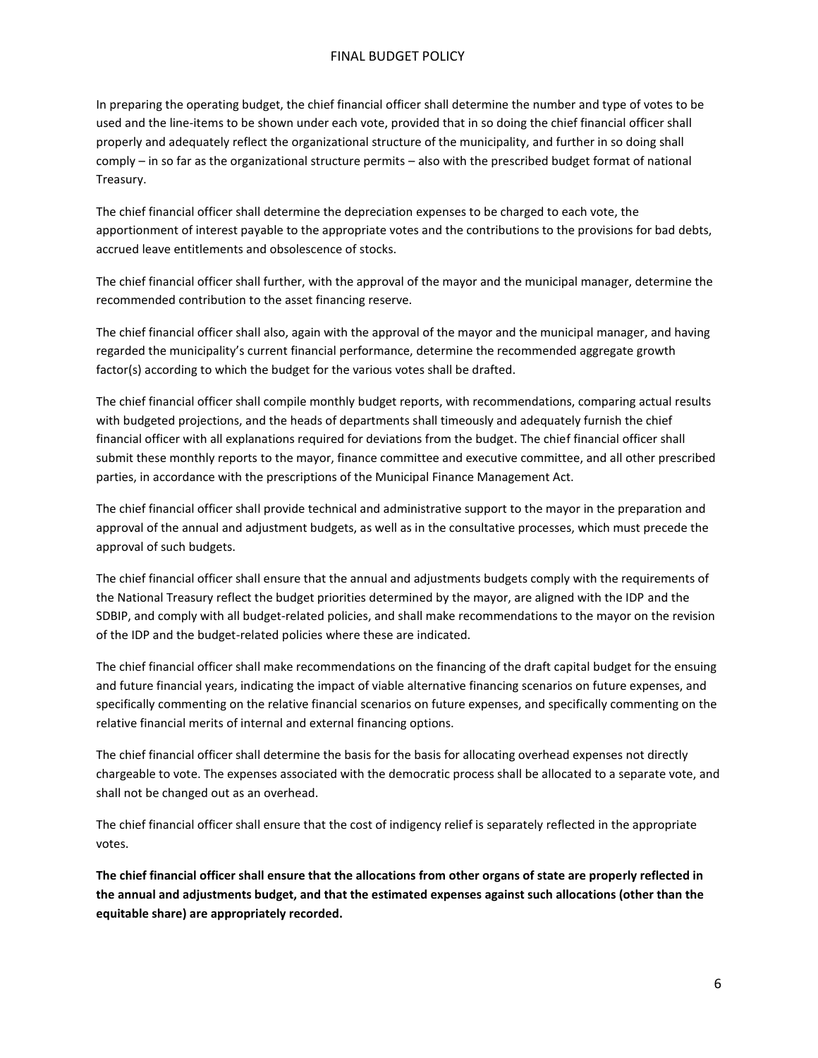In preparing the operating budget, the chief financial officer shall determine the number and type of votes to be used and the line-items to be shown under each vote, provided that in so doing the chief financial officer shall properly and adequately reflect the organizational structure of the municipality, and further in so doing shall comply – in so far as the organizational structure permits – also with the prescribed budget format of national Treasury.

The chief financial officer shall determine the depreciation expenses to be charged to each vote, the apportionment of interest payable to the appropriate votes and the contributions to the provisions for bad debts, accrued leave entitlements and obsolescence of stocks.

The chief financial officer shall further, with the approval of the mayor and the municipal manager, determine the recommended contribution to the asset financing reserve.

The chief financial officer shall also, again with the approval of the mayor and the municipal manager, and having regarded the municipality's current financial performance, determine the recommended aggregate growth factor(s) according to which the budget for the various votes shall be drafted.

The chief financial officer shall compile monthly budget reports, with recommendations, comparing actual results with budgeted projections, and the heads of departments shall timeously and adequately furnish the chief financial officer with all explanations required for deviations from the budget. The chief financial officer shall submit these monthly reports to the mayor, finance committee and executive committee, and all other prescribed parties, in accordance with the prescriptions of the Municipal Finance Management Act.

The chief financial officer shall provide technical and administrative support to the mayor in the preparation and approval of the annual and adjustment budgets, as well as in the consultative processes, which must precede the approval of such budgets.

The chief financial officer shall ensure that the annual and adjustments budgets comply with the requirements of the National Treasury reflect the budget priorities determined by the mayor, are aligned with the IDP and the SDBIP, and comply with all budget-related policies, and shall make recommendations to the mayor on the revision of the IDP and the budget-related policies where these are indicated.

The chief financial officer shall make recommendations on the financing of the draft capital budget for the ensuing and future financial years, indicating the impact of viable alternative financing scenarios on future expenses, and specifically commenting on the relative financial scenarios on future expenses, and specifically commenting on the relative financial merits of internal and external financing options.

The chief financial officer shall determine the basis for the basis for allocating overhead expenses not directly chargeable to vote. The expenses associated with the democratic process shall be allocated to a separate vote, and shall not be changed out as an overhead.

The chief financial officer shall ensure that the cost of indigency relief is separately reflected in the appropriate votes.

**The chief financial officer shall ensure that the allocations from other organs of state are properly reflected in the annual and adjustments budget, and that the estimated expenses against such allocations (other than the equitable share) are appropriately recorded.**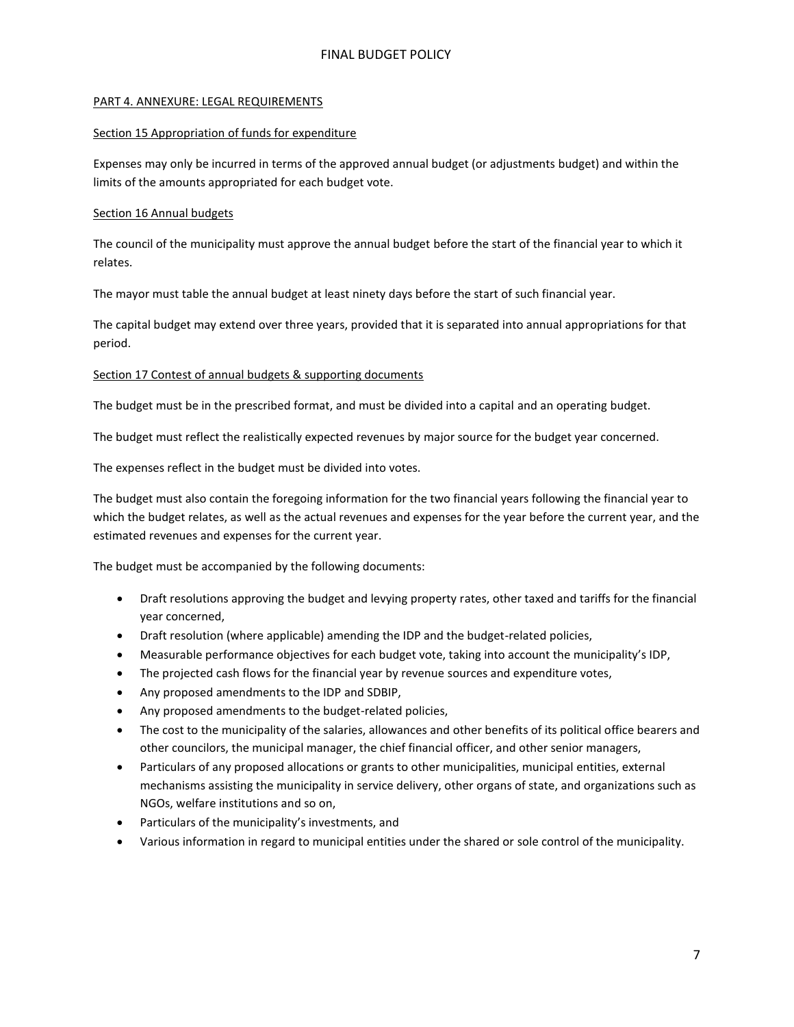## PART 4. ANNEXURE: LEGAL REQUIREMENTS

### Section 15 Appropriation of funds for expenditure

Expenses may only be incurred in terms of the approved annual budget (or adjustments budget) and within the limits of the amounts appropriated for each budget vote.

### Section 16 Annual budgets

The council of the municipality must approve the annual budget before the start of the financial year to which it relates.

The mayor must table the annual budget at least ninety days before the start of such financial year.

The capital budget may extend over three years, provided that it is separated into annual appropriations for that period.

### Section 17 Contest of annual budgets & supporting documents

The budget must be in the prescribed format, and must be divided into a capital and an operating budget.

The budget must reflect the realistically expected revenues by major source for the budget year concerned.

The expenses reflect in the budget must be divided into votes.

The budget must also contain the foregoing information for the two financial years following the financial year to which the budget relates, as well as the actual revenues and expenses for the year before the current year, and the estimated revenues and expenses for the current year.

The budget must be accompanied by the following documents:

- Draft resolutions approving the budget and levying property rates, other taxed and tariffs for the financial year concerned,
- Draft resolution (where applicable) amending the IDP and the budget-related policies,
- Measurable performance objectives for each budget vote, taking into account the municipality's IDP,
- The projected cash flows for the financial year by revenue sources and expenditure votes,
- Any proposed amendments to the IDP and SDBIP,
- Any proposed amendments to the budget-related policies,
- The cost to the municipality of the salaries, allowances and other benefits of its political office bearers and other councilors, the municipal manager, the chief financial officer, and other senior managers,
- Particulars of any proposed allocations or grants to other municipalities, municipal entities, external mechanisms assisting the municipality in service delivery, other organs of state, and organizations such as NGOs, welfare institutions and so on,
- Particulars of the municipality's investments, and
- Various information in regard to municipal entities under the shared or sole control of the municipality.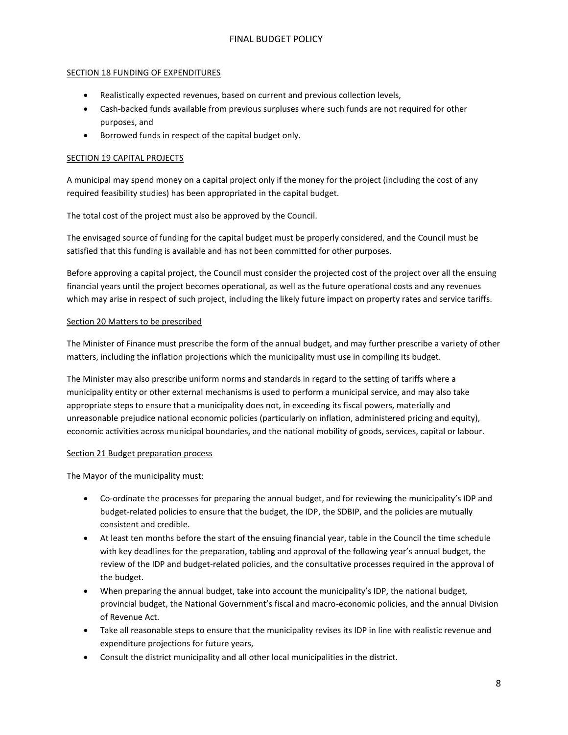## SECTION 18 FUNDING OF EXPENDITURES

- Realistically expected revenues, based on current and previous collection levels,
- Cash-backed funds available from previous surpluses where such funds are not required for other purposes, and
- Borrowed funds in respect of the capital budget only.

## SECTION 19 CAPITAL PROJECTS

A municipal may spend money on a capital project only if the money for the project (including the cost of any required feasibility studies) has been appropriated in the capital budget.

The total cost of the project must also be approved by the Council.

The envisaged source of funding for the capital budget must be properly considered, and the Council must be satisfied that this funding is available and has not been committed for other purposes.

Before approving a capital project, the Council must consider the projected cost of the project over all the ensuing financial years until the project becomes operational, as well as the future operational costs and any revenues which may arise in respect of such project, including the likely future impact on property rates and service tariffs.

## Section 20 Matters to be prescribed

The Minister of Finance must prescribe the form of the annual budget, and may further prescribe a variety of other matters, including the inflation projections which the municipality must use in compiling its budget.

The Minister may also prescribe uniform norms and standards in regard to the setting of tariffs where a municipality entity or other external mechanisms is used to perform a municipal service, and may also take appropriate steps to ensure that a municipality does not, in exceeding its fiscal powers, materially and unreasonable prejudice national economic policies (particularly on inflation, administered pricing and equity), economic activities across municipal boundaries, and the national mobility of goods, services, capital or labour.

## Section 21 Budget preparation process

The Mayor of the municipality must:

- Co-ordinate the processes for preparing the annual budget, and for reviewing the municipality's IDP and budget-related policies to ensure that the budget, the IDP, the SDBIP, and the policies are mutually consistent and credible.
- At least ten months before the start of the ensuing financial year, table in the Council the time schedule with key deadlines for the preparation, tabling and approval of the following year's annual budget, the review of the IDP and budget-related policies, and the consultative processes required in the approval of the budget.
- When preparing the annual budget, take into account the municipality's IDP, the national budget, provincial budget, the National Government's fiscal and macro-economic policies, and the annual Division of Revenue Act.
- Take all reasonable steps to ensure that the municipality revises its IDP in line with realistic revenue and expenditure projections for future years,
- Consult the district municipality and all other local municipalities in the district.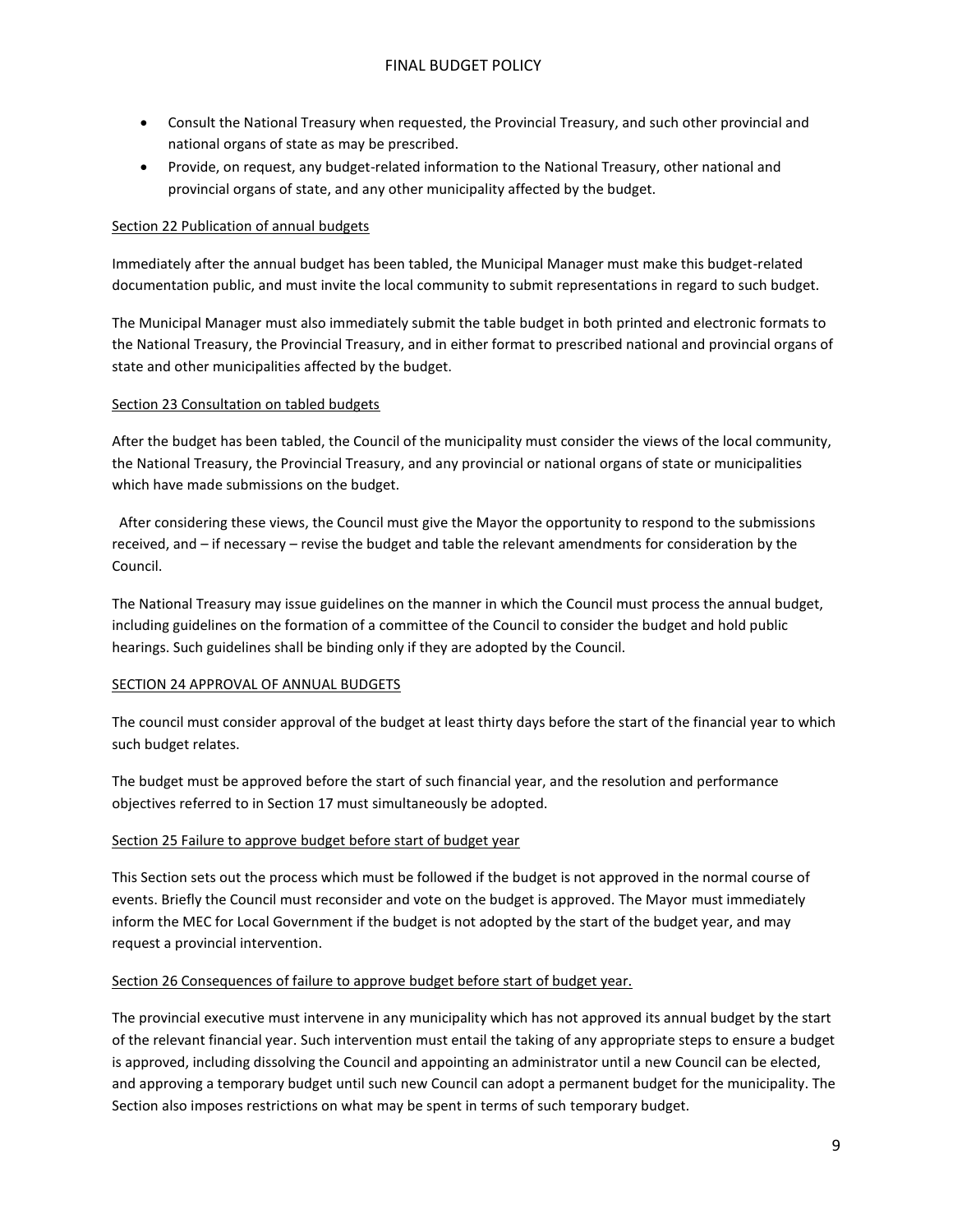- Consult the National Treasury when requested, the Provincial Treasury, and such other provincial and national organs of state as may be prescribed.
- Provide, on request, any budget-related information to the National Treasury, other national and provincial organs of state, and any other municipality affected by the budget.

Section 22 Publication of annual budgets

Immediately after the annual budget has been tabled, the Municipal Manager must make this budget-related documentation public, and must invite the local community to submit representations in regard to such budget.

The Municipal Manager must also immediately submit the table budget in both printed and electronic formats to the National Treasury, the Provincial Treasury, and in either format to prescribed national and provincial organs of state and other municipalities affected by the budget.

Section 23 Consultation on tabled budgets

After the budget has been tabled, the Council of the municipality must consider the views of the local community, the National Treasury, the Provincial Treasury, and any provincial or national organs of state or municipalities which have made submissions on the budget.

After considering these views, the Council must give the Mayor the opportunity to respond to the submissions received, and – if necessary – revise the budget and table the relevant amendments for consideration by the Council.

The National Treasury may issue guidelines on the manner in which the Council must process the annual budget, including guidelines on the formation of a committee of the Council to consider the budget and hold public hearings. Such guidelines shall be binding only if they are adopted by the Council.

SECTION 24 APPROVAL OF ANNUAL BUDGETS

The council must consider approval of the budget at least thirty days before the start of the financial year to which such budget relates.

The budget must be approved before the start of such financial year, and the resolution and performance objectives referred to in Section 17 must simultaneously be adopted.

Section 25 Failure to approve budget before start of budget year

This Section sets out the process which must be followed if the budget is not approved in the normal course of events. Briefly the Council must reconsider and vote on the budget is approved. The Mayor must immediately inform the MEC for Local Government if the budget is not adopted by the start of the budget year, and may request a provincial intervention.

Section 26 Consequences of failure to approve budget before start of budget year.

The provincial executive must intervene in any municipality which has not approved its annual budget by the start of the relevant financial year. Such intervention must entail the taking of any appropriate steps to ensure a budget is approved, including dissolving the Council and appointing an administrator until a new Council can be elected, and approving a temporary budget until such new Council can adopt a permanent budget for the municipality. The Section also imposes restrictions on what may be spent in terms of such temporary budget.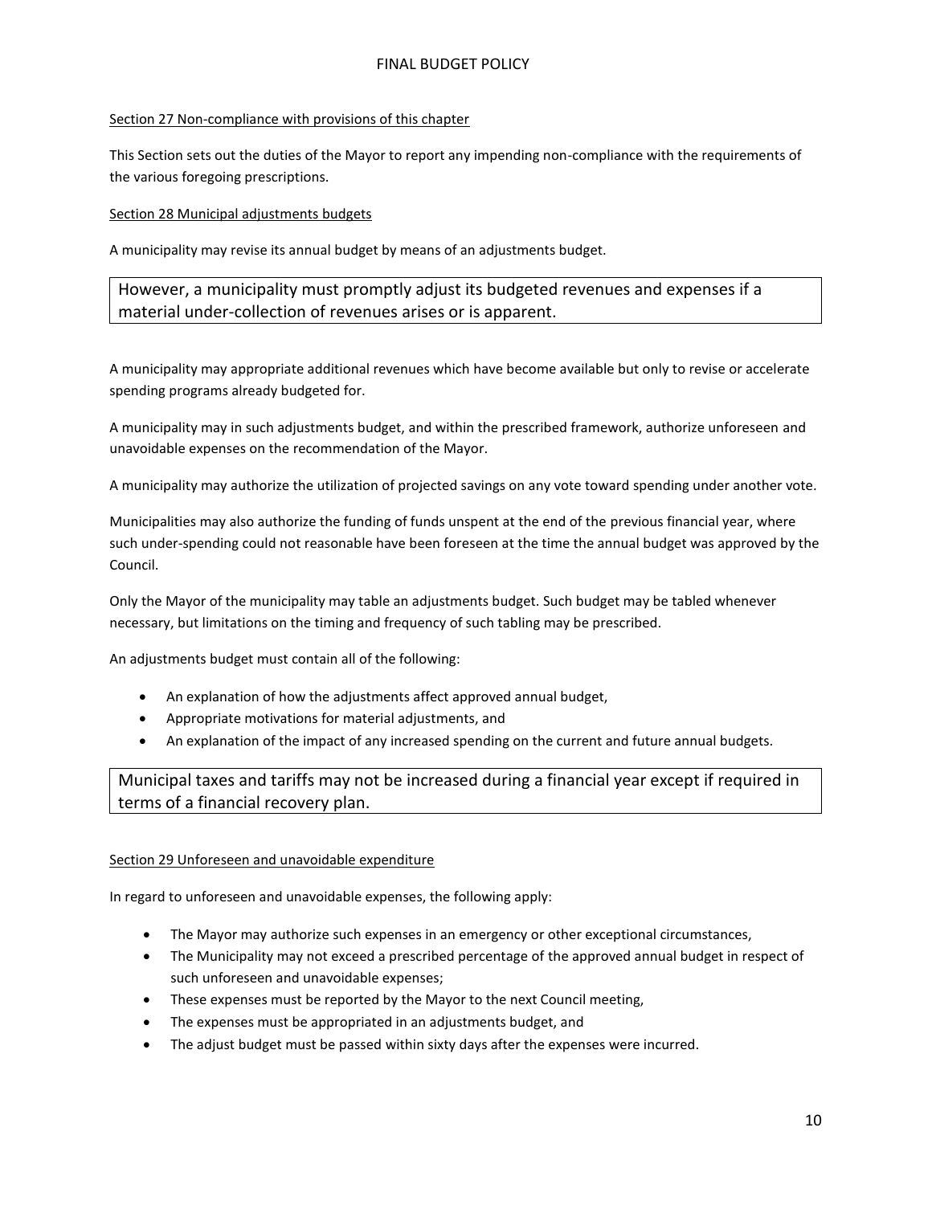Section 27 Non-compliance with provisions of this chapter

This Section sets out the duties of the Mayor to report any impending non-compliance with the requirements of the various foregoing prescriptions.

Section 28 Municipal adjustments budgets

A municipality may revise its annual budget by means of an adjustments budget.

However, a municipality must promptly adjust its budgeted revenues and expenses if a material under-collection of revenues arises or is apparent.

A municipality may appropriate additional revenues which have become available but only to revise or accelerate spending programs already budgeted for.

A municipality may in such adjustments budget, and within the prescribed framework, authorize unforeseen and unavoidable expenses on the recommendation of the Mayor.

A municipality may authorize the utilization of projected savings on any vote toward spending under another vote.

Municipalities may also authorize the funding of funds unspent at the end of the previous financial year, where such under-spending could not reasonable have been foreseen at the time the annual budget was approved by the Council.

Only the Mayor of the municipality may table an adjustments budget. Such budget may be tabled whenever necessary, but limitations on the timing and frequency of such tabling may be prescribed.

An adjustments budget must contain all of the following:

- An explanation of how the adjustments affect approved annual budget,
- Appropriate motivations for material adjustments, and
- An explanation of the impact of any increased spending on the current and future annual budgets.

Municipal taxes and tariffs may not be increased during a financial year except if required in terms of a financial recovery plan.

Section 29 Unforeseen and unavoidable expenditure

In regard to unforeseen and unavoidable expenses, the following apply:

- The Mayor may authorize such expenses in an emergency or other exceptional circumstances,
- The Municipality may not exceed a prescribed percentage of the approved annual budget in respect of such unforeseen and unavoidable expenses;
- These expenses must be reported by the Mayor to the next Council meeting,
- The expenses must be appropriated in an adjustments budget, and
- The adjust budget must be passed within sixty days after the expenses were incurred.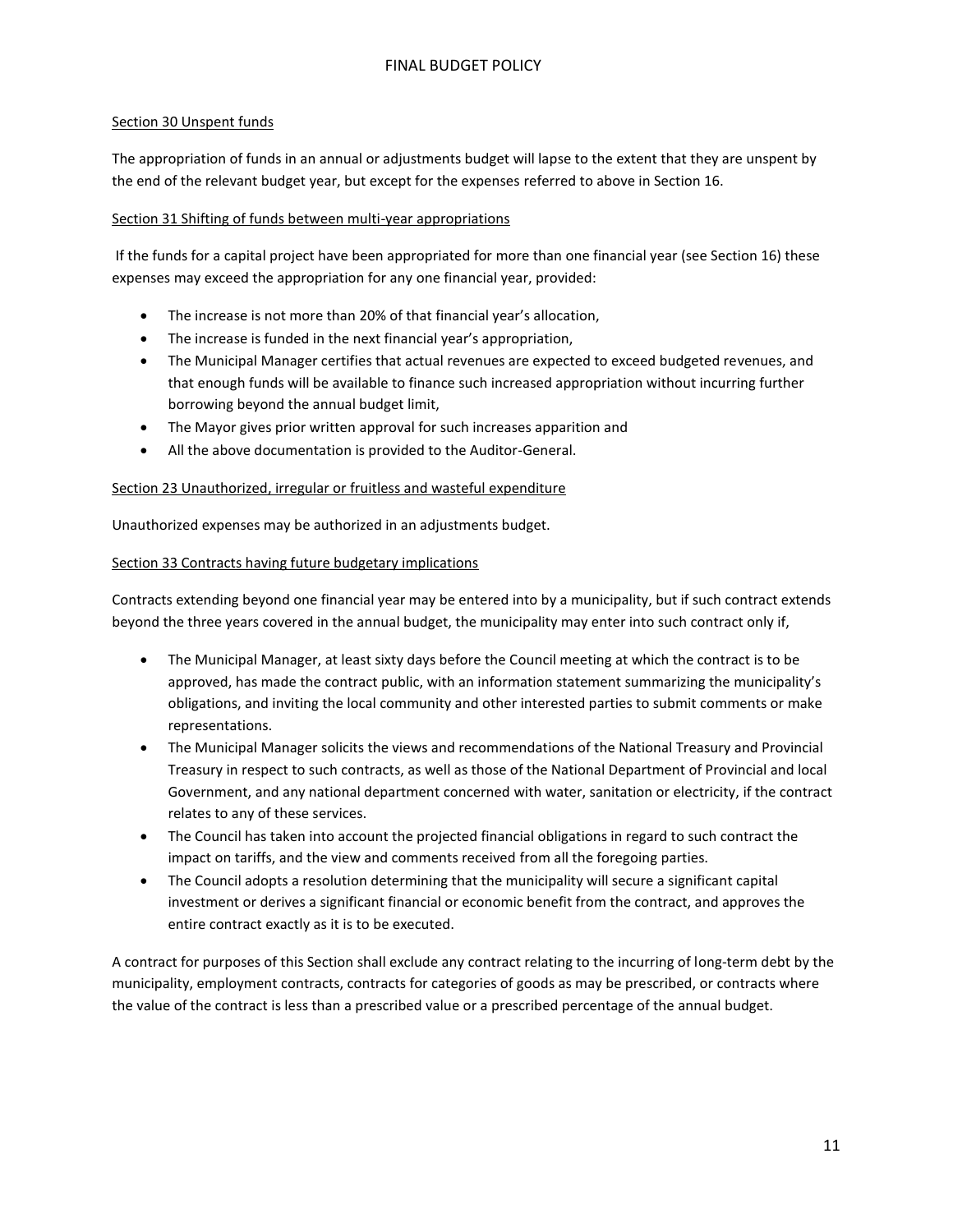Section 30 Unspent funds

The appropriation of funds in an annual or adjustments budget will lapse to the extent that they are unspent by the end of the relevant budget year, but except for the expenses referred to above in Section 16.

Section 31 Shifting of funds between multi-year appropriations

If the funds for a capital project have been appropriated for more than one financial year (see Section 16) these expenses may exceed the appropriation for any one financial year, provided:

- The increase is not more than 20% of that financial year's allocation,
- The increase is funded in the next financial year's appropriation,
- The Municipal Manager certifies that actual revenues are expected to exceed budgeted revenues, and that enough funds will be available to finance such increased appropriation without incurring further borrowing beyond the annual budget limit,
- The Mayor gives prior written approval for such increases apparition and
- All the above documentation is provided to the Auditor-General.

Section 23 Unauthorized, irregular or fruitless and wasteful expenditure

Unauthorized expenses may be authorized in an adjustments budget.

Section 33 Contracts having future budgetary implications

Contracts extending beyond one financial year may be entered into by a municipality, but if such contract extends beyond the three years covered in the annual budget, the municipality may enter into such contract only if,

- The Municipal Manager, at least sixty days before the Council meeting at which the contract is to be approved, has made the contract public, with an information statement summarizing the municipality's obligations, and inviting the local community and other interested parties to submit comments or make representations.
- The Municipal Manager solicits the views and recommendations of the National Treasury and Provincial Treasury in respect to such contracts, as well as those of the National Department of Provincial and local Government, and any national department concerned with water, sanitation or electricity, if the contract relates to any of these services.
- The Council has taken into account the projected financial obligations in regard to such contract the impact on tariffs, and the view and comments received from all the foregoing parties.
- The Council adopts a resolution determining that the municipality will secure a significant capital investment or derives a significant financial or economic benefit from the contract, and approves the entire contract exactly as it is to be executed.

A contract for purposes of this Section shall exclude any contract relating to the incurring of long-term debt by the municipality, employment contracts, contracts for categories of goods as may be prescribed, or contracts where the value of the contract is less than a prescribed value or a prescribed percentage of the annual budget.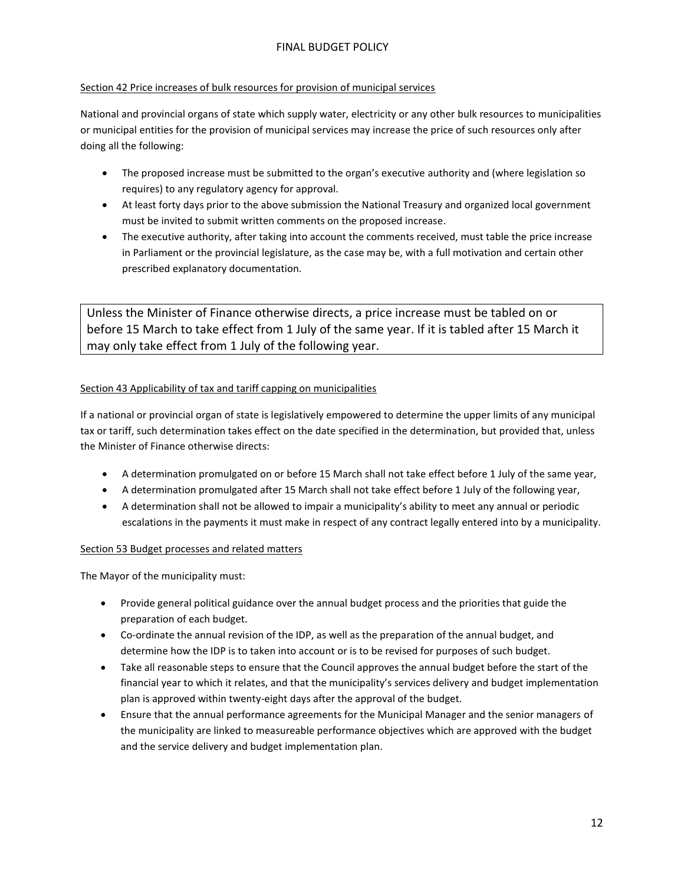<u>Section 42 Price increases of bulk resources for provision of municipal services</u>

National and provincial organs of state which supply water, electricity or any other bulk resources to municipalities or municipal entities for the provision of municipal services may increase the price of such resources only after doing all the following:

- The proposed increase must be submitted to the organ's executive authority and (where legislation so requires) to any regulatory agency for approval.
- At least forty days prior to the above submission the National Treasury and organized local government must be invited to submit written comments on the proposed increase.
- The executive authority, after taking into account the comments received, must table the price increase in Parliament or the provincial legislature, as the case may be, with a full motivation and certain other prescribed explanatory documentation.

> Unless the Minister of Finance otherwise directs, a price increase must be tabled on or before 15 March to take effect from 1 July of the same year. If it is tabled after 15 March it may only take effect from 1 July of the following year.

<u>Section 43 Applicability of tax and tariff capping on municipalities</u>

If a national or provincial organ of state is legislatively empowered to determine the upper limits of any municipal tax or tariff, such determination takes effect on the date specified in the determination, but provided that, unless the Minister of Finance otherwise directs:

- A determination promulgated on or before 15 March shall not take effect before 1 July of the same year,
- A determination promulgated after 15 March shall not take effect before 1 July of the following year,
- A determination shall not be allowed to impair a municipality's ability to meet any annual or periodic escalations in the payments it must make in respect of any contract legally entered into by a municipality.

<u>Section 53 Budget processes and related matters</u>

The Mayor of the municipality must:

- Provide general political guidance over the annual budget process and the priorities that guide the preparation of each budget.
- Co-ordinate the annual revision of the IDP, as well as the preparation of the annual budget, and determine how the IDP is to taken into account or is to be revised for purposes of such budget.
- Take all reasonable steps to ensure that the Council approves the annual budget before the start of the financial year to which it relates, and that the municipality's services delivery and budget implementation plan is approved within twenty-eight days after the approval of the budget.
- Ensure that the annual performance agreements for the Municipal Manager and the senior managers of the municipality are linked to measureable performance objectives which are approved with the budget and the service delivery and budget implementation plan.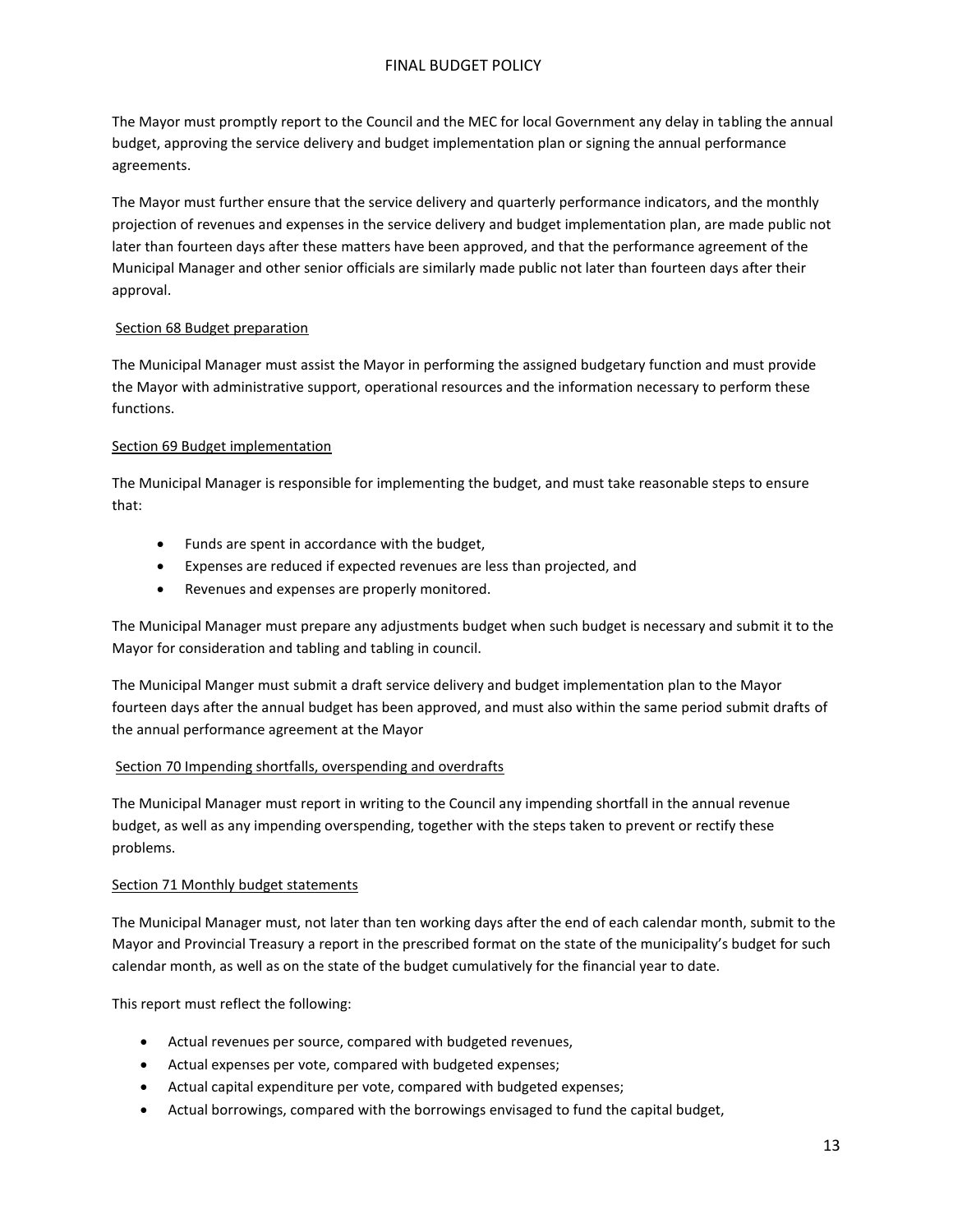The Mayor must promptly report to the Council and the MEC for local Government any delay in tabling the annual budget, approving the service delivery and budget implementation plan or signing the annual performance agreements.

The Mayor must further ensure that the service delivery and quarterly performance indicators, and the monthly projection of revenues and expenses in the service delivery and budget implementation plan, are made public not later than fourteen days after these matters have been approved, and that the performance agreement of the Municipal Manager and other senior officials are similarly made public not later than fourteen days after their approval.

<u>Section 68 Budget preparation</u>

The Municipal Manager must assist the Mayor in performing the assigned budgetary function and must provide the Mayor with administrative support, operational resources and the information necessary to perform these functions.

<u>Section 69 Budget implementation</u>

The Municipal Manager is responsible for implementing the budget, and must take reasonable steps to ensure that:

- Funds are spent in accordance with the budget,
- Expenses are reduced if expected revenues are less than projected, and
- Revenues and expenses are properly monitored.

The Municipal Manager must prepare any adjustments budget when such budget is necessary and submit it to the Mayor for consideration and tabling and tabling in council.

The Municipal Manger must submit a draft service delivery and budget implementation plan to the Mayor fourteen days after the annual budget has been approved, and must also within the same period submit drafts of the annual performance agreement at the Mayor

<u>Section 70 Impending shortfalls, overspending and overdrafts</u>

The Municipal Manager must report in writing to the Council any impending shortfall in the annual revenue budget, as well as any impending overspending, together with the steps taken to prevent or rectify these problems.

<u>Section 71 Monthly budget statements</u>

The Municipal Manager must, not later than ten working days after the end of each calendar month, submit to the Mayor and Provincial Treasury a report in the prescribed format on the state of the municipality's budget for such calendar month, as well as on the state of the budget cumulatively for the financial year to date.

This report must reflect the following:

- Actual revenues per source, compared with budgeted revenues,
- Actual expenses per vote, compared with budgeted expenses;
- Actual capital expenditure per vote, compared with budgeted expenses;
- Actual borrowings, compared with the borrowings envisaged to fund the capital budget,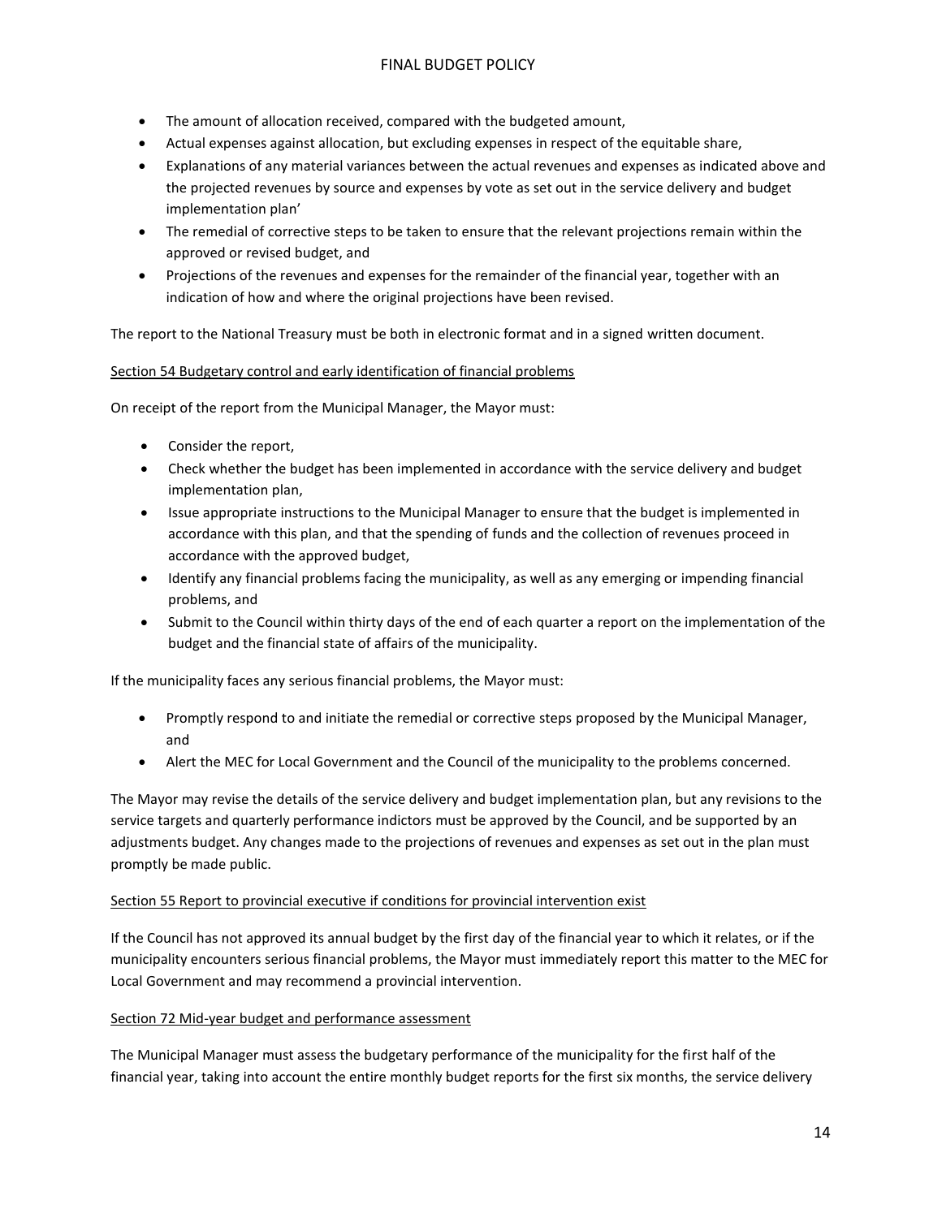- The amount of allocation received, compared with the budgeted amount,
- Actual expenses against allocation, but excluding expenses in respect of the equitable share,
- Explanations of any material variances between the actual revenues and expenses as indicated above and the projected revenues by source and expenses by vote as set out in the service delivery and budget implementation plan'
- The remedial of corrective steps to be taken to ensure that the relevant projections remain within the approved or revised budget, and
- Projections of the revenues and expenses for the remainder of the financial year, together with an indication of how and where the original projections have been revised.

The report to the National Treasury must be both in electronic format and in a signed written document.

<u>Section 54 Budgetary control and early identification of financial problems</u>

On receipt of the report from the Municipal Manager, the Mayor must:

- Consider the report,
- Check whether the budget has been implemented in accordance with the service delivery and budget implementation plan,
- Issue appropriate instructions to the Municipal Manager to ensure that the budget is implemented in accordance with this plan, and that the spending of funds and the collection of revenues proceed in accordance with the approved budget,
- Identify any financial problems facing the municipality, as well as any emerging or impending financial problems, and
- Submit to the Council within thirty days of the end of each quarter a report on the implementation of the budget and the financial state of affairs of the municipality.

If the municipality faces any serious financial problems, the Mayor must:

- Promptly respond to and initiate the remedial or corrective steps proposed by the Municipal Manager, and
- Alert the MEC for Local Government and the Council of the municipality to the problems concerned.

The Mayor may revise the details of the service delivery and budget implementation plan, but any revisions to the service targets and quarterly performance indictors must be approved by the Council, and be supported by an adjustments budget. Any changes made to the projections of revenues and expenses as set out in the plan must promptly be made public.

<u>Section 55 Report to provincial executive if conditions for provincial intervention exist</u>

If the Council has not approved its annual budget by the first day of the financial year to which it relates, or if the municipality encounters serious financial problems, the Mayor must immediately report this matter to the MEC for Local Government and may recommend a provincial intervention.

<u>Section 72 Mid-year budget and performance assessment</u>

The Municipal Manager must assess the budgetary performance of the municipality for the first half of the financial year, taking into account the entire monthly budget reports for the first six months, the service delivery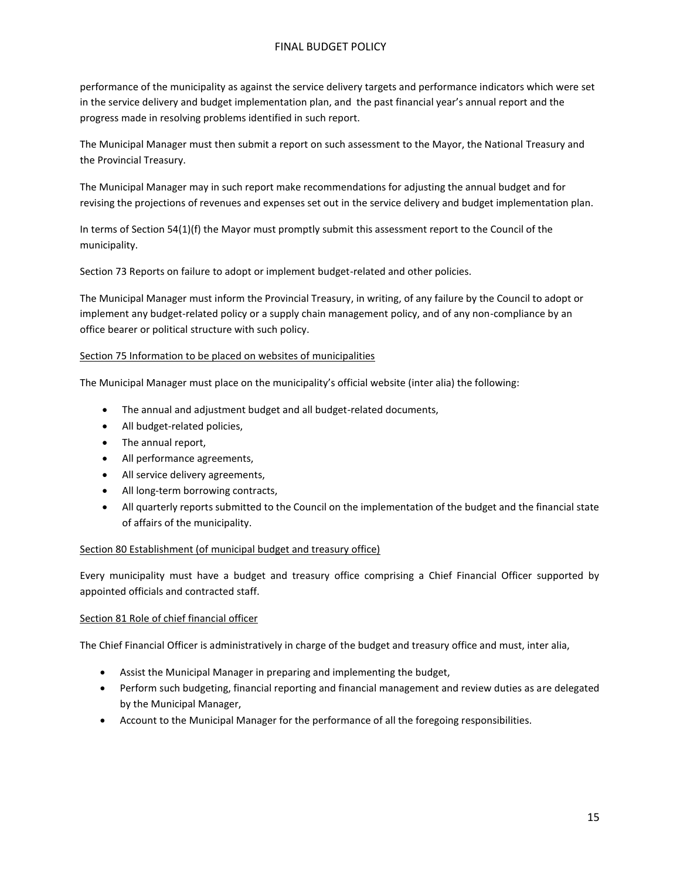performance of the municipality as against the service delivery targets and performance indicators which were set in the service delivery and budget implementation plan, and the past financial year's annual report and the progress made in resolving problems identified in such report.

The Municipal Manager must then submit a report on such assessment to the Mayor, the National Treasury and the Provincial Treasury.

The Municipal Manager may in such report make recommendations for adjusting the annual budget and for revising the projections of revenues and expenses set out in the service delivery and budget implementation plan.

In terms of Section 54(1)(f) the Mayor must promptly submit this assessment report to the Council of the municipality.

Section 73 Reports on failure to adopt or implement budget-related and other policies.

The Municipal Manager must inform the Provincial Treasury, in writing, of any failure by the Council to adopt or implement any budget-related policy or a supply chain management policy, and of any non-compliance by an office bearer or political structure with such policy.

<u>Section 75 Information to be placed on websites of municipalities</u>

The Municipal Manager must place on the municipality's official website (inter alia) the following:

- The annual and adjustment budget and all budget-related documents,
- All budget-related policies,
- The annual report,
- All performance agreements,
- All service delivery agreements,
- All long-term borrowing contracts,
- All quarterly reports submitted to the Council on the implementation of the budget and the financial state of affairs of the municipality.

<u>Section 80 Establishment (of municipal budget and treasury office)</u>

Every municipality must have a budget and treasury office comprising a Chief Financial Officer supported by appointed officials and contracted staff.

<u>Section 81 Role of chief financial officer</u>

The Chief Financial Officer is administratively in charge of the budget and treasury office and must, inter alia,

- Assist the Municipal Manager in preparing and implementing the budget,
- Perform such budgeting, financial reporting and financial management and review duties as are delegated by the Municipal Manager,
- Account to the Municipal Manager for the performance of all the foregoing responsibilities.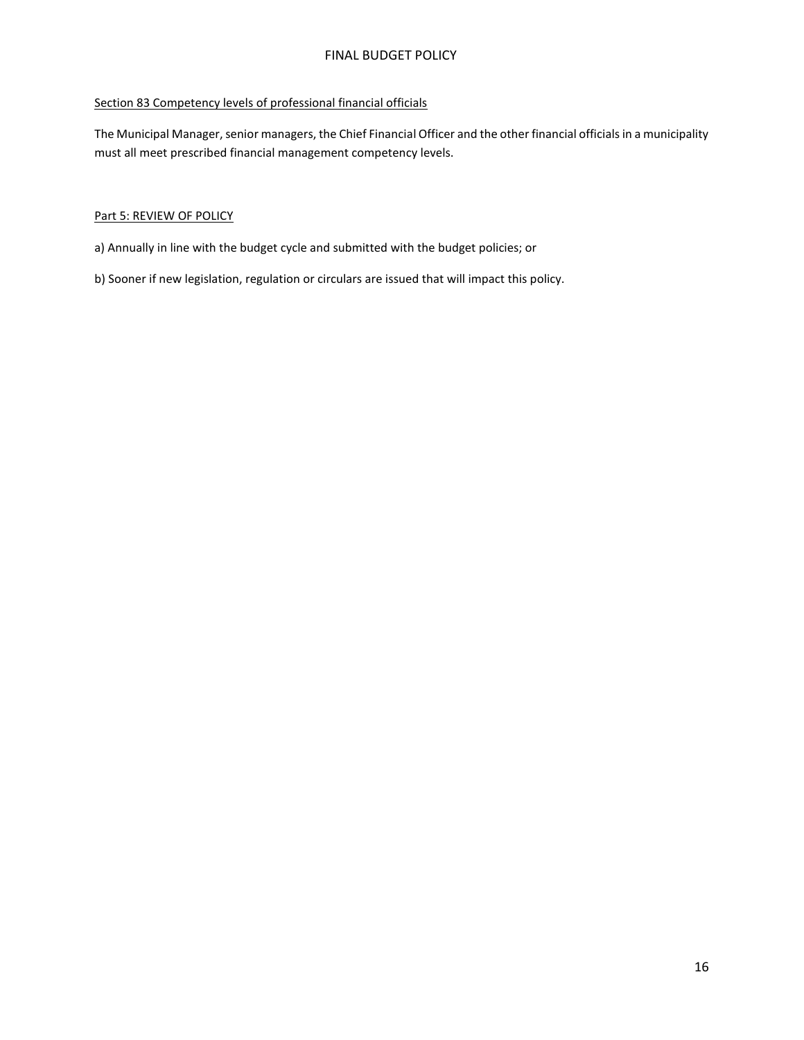Section 83 Competency levels of professional financial officials

The Municipal Manager, senior managers, the Chief Financial Officer and the other financial officials in a municipality must all meet prescribed financial management competency levels.

Part 5: REVIEW OF POLICY

a) Annually in line with the budget cycle and submitted with the budget policies; or

b) Sooner if new legislation, regulation or circulars are issued that will impact this policy.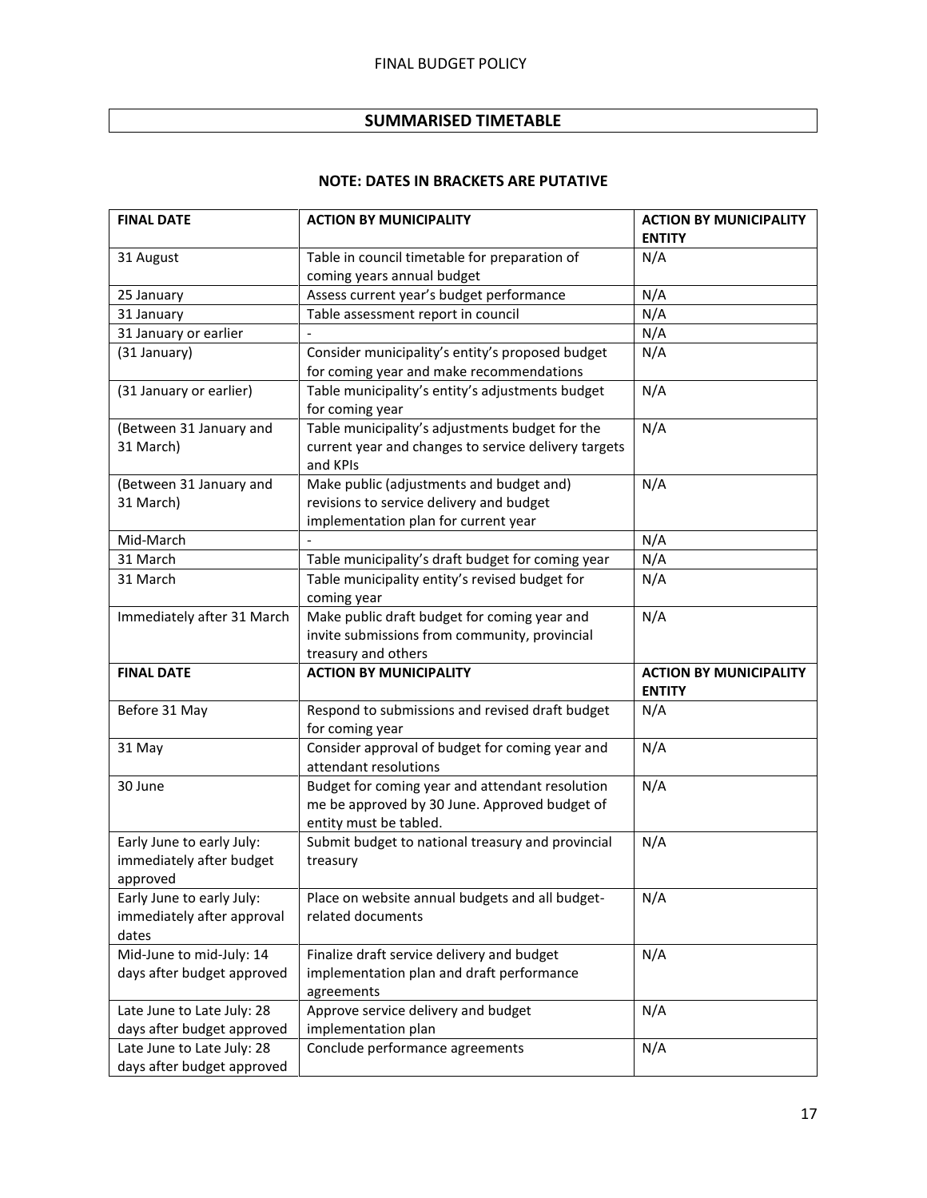## SUMMARISED TIMETABLE

**NOTE: DATES IN BRACKETS ARE PUTATIVE**

| FINAL DATE | ACTION BY MUNICIPALITY | ACTION BY MUNICIPALITY ENTITY |
|---|---|---|
| 31 August | Table in council timetable for preparation of coming years annual budget | N/A |
| 25 January | Assess current year's budget performance | N/A |
| 31 January | Table assessment report in council | N/A |
| 31 January or earlier | - | N/A |
| (31 January) | Consider municipality's entity's proposed budget for coming year and make recommendations | N/A |
| (31 January or earlier) | Table municipality's entity's adjustments budget for coming year | N/A |
| (Between 31 January and 31 March) | Table municipality's adjustments budget for the current year and changes to service delivery targets and KPIs | N/A |
| (Between 31 January and 31 March) | Make public (adjustments and budget and) revisions to service delivery and budget implementation plan for current year | N/A |
| Mid-March | - | N/A |
| 31 March | Table municipality's draft budget for coming year | N/A |
| 31 March | Table municipality entity's revised budget for coming year | N/A |
| Immediately after 31 March | Make public draft budget for coming year and invite submissions from community, provincial treasury and others | N/A |
| **FINAL DATE** | **ACTION BY MUNICIPALITY** | **ACTION BY MUNICIPALITY ENTITY** |
| Before 31 May | Respond to submissions and revised draft budget for coming year | N/A |
| 31 May | Consider approval of budget for coming year and attendant resolutions | N/A |
| 30 June | Budget for coming year and attendant resolution me be approved by 30 June. Approved budget of entity must be tabled. | N/A |
| Early June to early July: immediately after budget approved | Submit budget to national treasury and provincial treasury | N/A |
| Early June to early July: immediately after approval dates | Place on website annual budgets and all budget-related documents | N/A |
| Mid-June to mid-July: 14 days after budget approved | Finalize draft service delivery and budget implementation plan and draft performance agreements | N/A |
| Late June to Late July: 28 days after budget approved | Approve service delivery and budget implementation plan | N/A |
| Late June to Late July: 28 days after budget approved | Conclude performance agreements | N/A |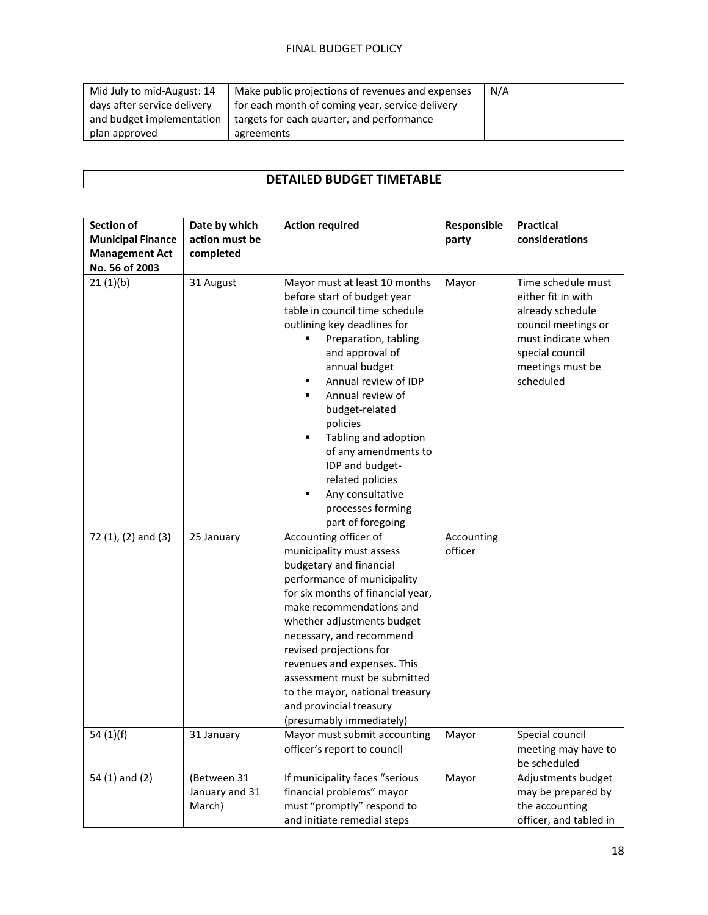| Mid July to mid-August: 14 days after service delivery and budget implementation plan approved | Make public projections of revenues and expenses for each month of coming year, service delivery targets for each quarter, and performance agreements | N/A |
|---|---|---|

## DETAILED BUDGET TIMETABLE

| Section of Municipal Finance Management Act No. 56 of 2003 | Date by which action must be completed | Action required | Responsible party | Practical considerations |
|---|---|---|---|---|
| 21 (1)(b) | 31 August | Mayor must at least 10 months before start of budget year table in council time schedule outlining key deadlines for<br>▪ Preparation, tabling and approval of annual budget<br>▪ Annual review of IDP<br>▪ Annual review of budget-related policies<br>▪ Tabling and adoption of any amendments to IDP and budget-related policies<br>▪ Any consultative processes forming part of foregoing | Mayor | Time schedule must either fit in with already schedule council meetings or must indicate when special council meetings must be scheduled |
| 72 (1), (2) and (3) | 25 January | Accounting officer of municipality must assess budgetary and financial performance of municipality for six months of financial year, make recommendations and whether adjustments budget necessary, and recommend revised projections for revenues and expenses. This assessment must be submitted to the mayor, national treasury and provincial treasury (presumably immediately) | Accounting officer | |
| 54 (1)(f) | 31 January | Mayor must submit accounting officer's report to council | Mayor | Special council meeting may have to be scheduled |
| 54 (1) and (2) | (Between 31 January and 31 March) | If municipality faces "serious financial problems" mayor must "promptly" respond to and initiate remedial steps | Mayor | Adjustments budget may be prepared by the accounting officer, and tabled in |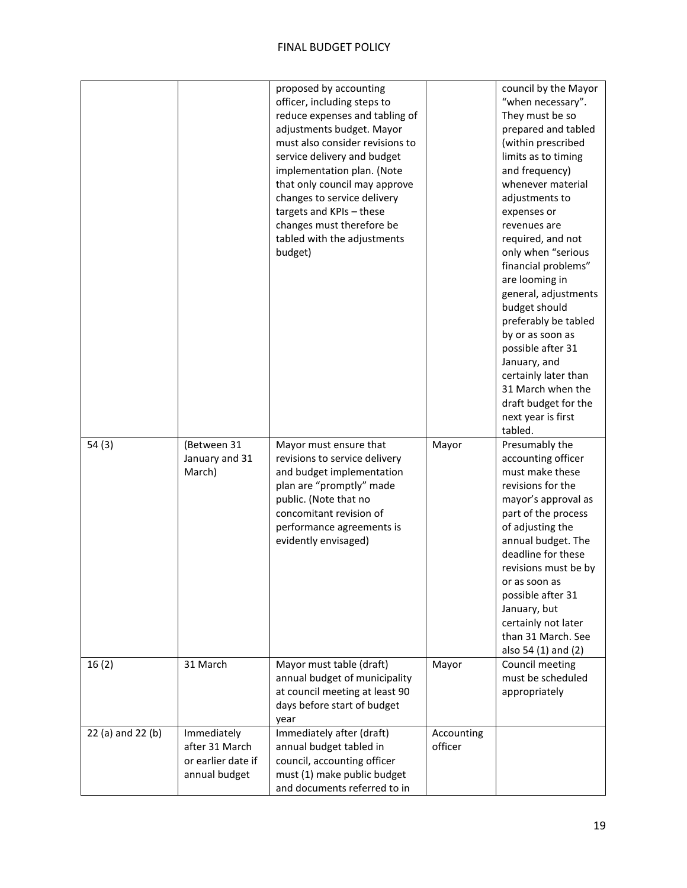| | | proposed by accounting officer, including steps to reduce expenses and tabling of adjustments budget. Mayor must also consider revisions to service delivery and budget implementation plan. (Note that only council may approve changes to service delivery targets and KPIs – these changes must therefore be tabled with the adjustments budget) | | council by the Mayor "when necessary". They must be so prepared and tabled (within prescribed limits as to timing and frequency) whenever material adjustments to expenses or revenues are required, and not only when "serious financial problems" are looming in general, adjustments budget should preferably be tabled by or as soon as possible after 31 January, and certainly later than 31 March when the draft budget for the next year is first tabled. |
|---|---|---|---|---|
| 54 (3) | (Between 31 January and 31 March) | Mayor must ensure that revisions to service delivery and budget implementation plan are "promptly" made public. (Note that no concomitant revision of performance agreements is evidently envisaged) | Mayor | Presumably the accounting officer must make these revisions for the mayor's approval as part of the process of adjusting the annual budget. The deadline for these revisions must be by or as soon as possible after 31 January, but certainly not later than 31 March. See also 54 (1) and (2) |
| 16 (2) | 31 March | Mayor must table (draft) annual budget of municipality at council meeting at least 90 days before start of budget year | Mayor | Council meeting must be scheduled appropriately |
| 22 (a) and 22 (b) | Immediately after 31 March or earlier date if annual budget | Immediately after (draft) annual budget tabled in council, accounting officer must (1) make public budget and documents referred to in | Accounting officer | |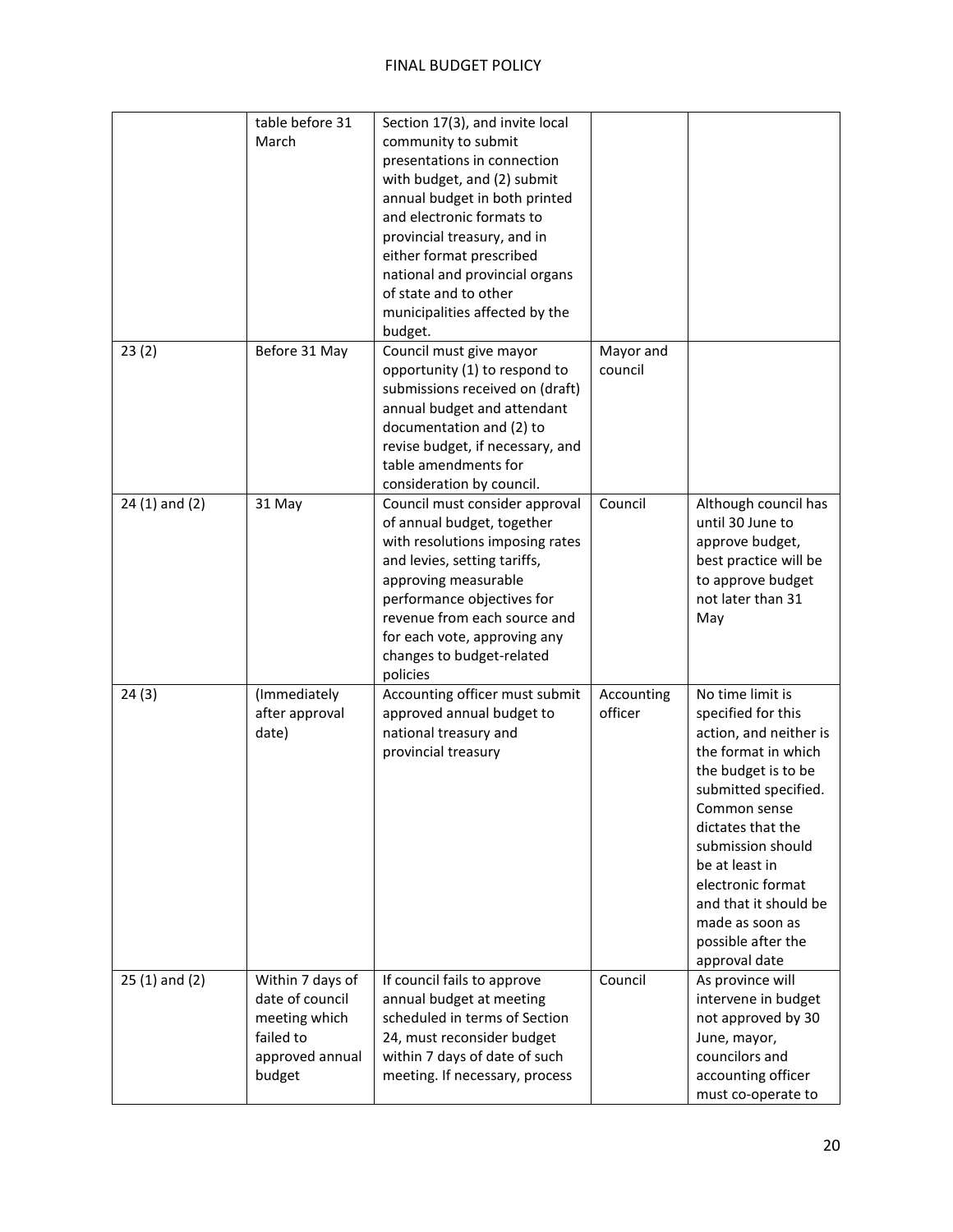| | | | | |
|---|---|---|---|---|
| | table before 31 March | Section 17(3), and invite local community to submit presentations in connection with budget, and (2) submit annual budget in both printed and electronic formats to provincial treasury, and in either format prescribed national and provincial organs of state and to other municipalities affected by the budget. | | |
| 23 (2) | Before 31 May | Council must give mayor opportunity (1) to respond to submissions received on (draft) annual budget and attendant documentation and (2) to revise budget, if necessary, and table amendments for consideration by council. | Mayor and council | |
| 24 (1) and (2) | 31 May | Council must consider approval of annual budget, together with resolutions imposing rates and levies, setting tariffs, approving measurable performance objectives for revenue from each source and for each vote, approving any changes to budget-related policies | Council | Although council has until 30 June to approve budget, best practice will be to approve budget not later than 31 May |
| 24 (3) | (Immediately after approval date) | Accounting officer must submit approved annual budget to national treasury and provincial treasury | Accounting officer | No time limit is specified for this action, and neither is the format in which the budget is to be submitted specified. Common sense dictates that the submission should be at least in electronic format and that it should be made as soon as possible after the approval date |
| 25 (1) and (2) | Within 7 days of date of council meeting which failed to approved annual budget | If council fails to approve annual budget at meeting scheduled in terms of Section 24, must reconsider budget within 7 days of date of such meeting. If necessary, process | Council | As province will intervene in budget not approved by 30 June, mayor, councilors and accounting officer must co-operate to |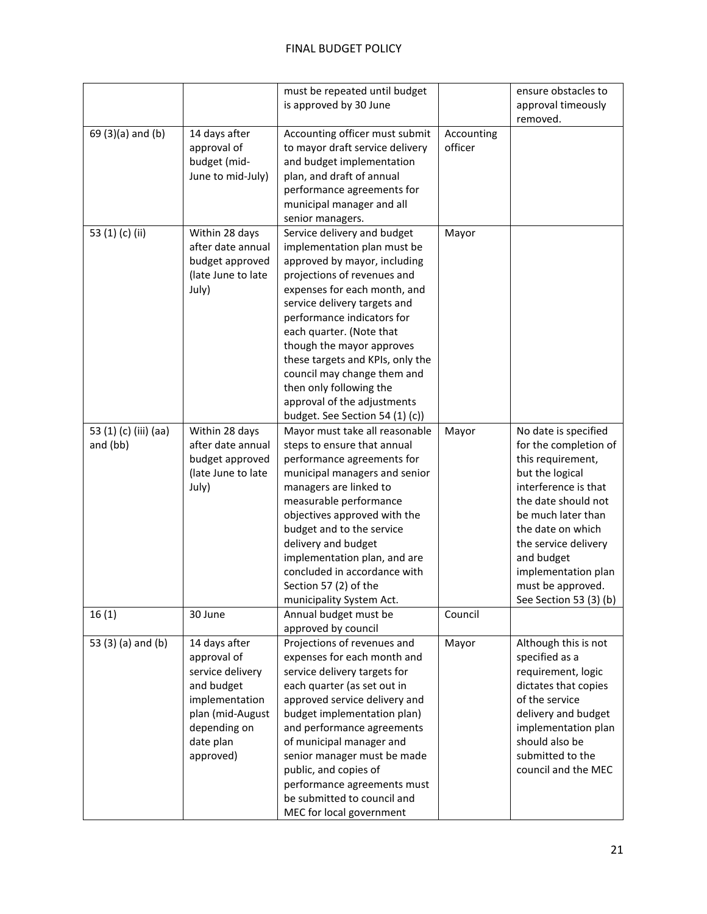| | | must be repeated until budget is approved by 30 June | | ensure obstacles to approval timeously removed. |
|---|---|---|---|---|
| 69 (3)(a) and (b) | 14 days after approval of budget (mid-June to mid-July) | Accounting officer must submit to mayor draft service delivery and budget implementation plan, and draft of annual performance agreements for municipal manager and all senior managers. | Accounting officer | |
| 53 (1) (c) (ii) | Within 28 days after date annual budget approved (late June to late July) | Service delivery and budget implementation plan must be approved by mayor, including projections of revenues and expenses for each month, and service delivery targets and performance indicators for each quarter. (Note that though the mayor approves these targets and KPIs, only the council may change them and then only following the approval of the adjustments budget. See Section 54 (1) (c)) | Mayor | |
| 53 (1) (c) (iii) (aa) and (bb) | Within 28 days after date annual budget approved (late June to late July) | Mayor must take all reasonable steps to ensure that annual performance agreements for municipal managers and senior managers are linked to measurable performance objectives approved with the budget and to the service delivery and budget implementation plan, and are concluded in accordance with Section 57 (2) of the municipality System Act. | Mayor | No date is specified for the completion of this requirement, but the logical interference is that the date should not be much later than the date on which the service delivery and budget implementation plan must be approved. See Section 53 (3) (b) |
| 16 (1) | 30 June | Annual budget must be approved by council | Council | |
| 53 (3) (a) and (b) | 14 days after approval of service delivery and budget implementation plan (mid-August depending on date plan approved) | Projections of revenues and expenses for each month and service delivery targets for each quarter (as set out in approved service delivery and budget implementation plan) and performance agreements of municipal manager and senior manager must be made public, and copies of performance agreements must be submitted to council and MEC for local government | Mayor | Although this is not specified as a requirement, logic dictates that copies of the service delivery and budget implementation plan should also be submitted to the council and the MEC |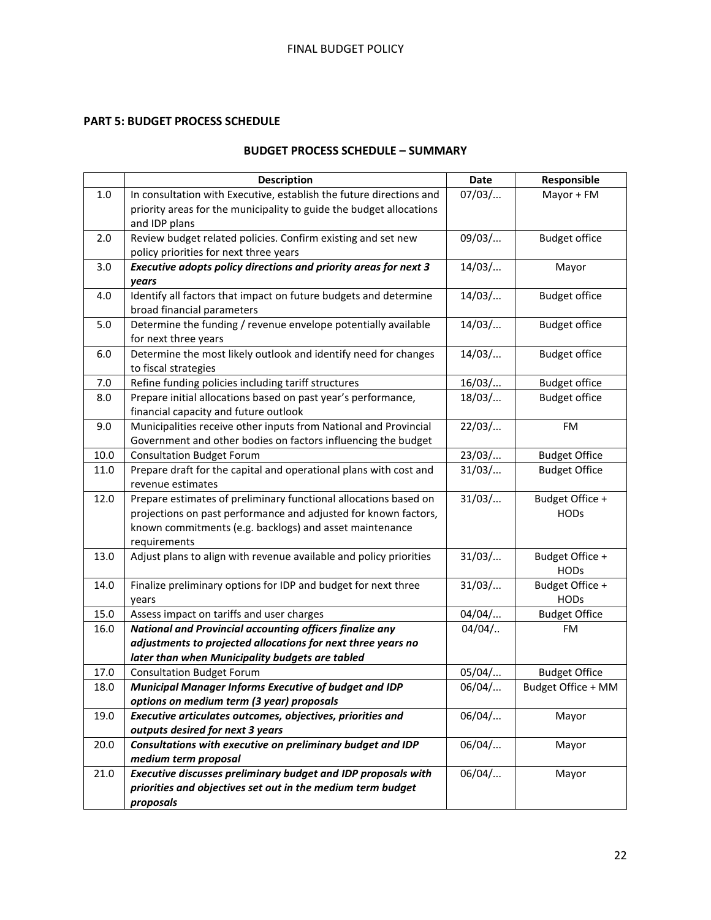## PART 5: BUDGET PROCESS SCHEDULE

### BUDGET PROCESS SCHEDULE – SUMMARY

| | Description | Date | Responsible |
|---|---|---|---|
| 1.0 | In consultation with Executive, establish the future directions and priority areas for the municipality to guide the budget allocations and IDP plans | 07/03/... | Mayor + FM |
| 2.0 | Review budget related policies. Confirm existing and set new policy priorities for next three years | 09/03/... | Budget office |
| 3.0 | ***Executive adopts policy directions and priority areas for next 3 years*** | 14/03/... | Mayor |
| 4.0 | Identify all factors that impact on future budgets and determine broad financial parameters | 14/03/... | Budget office |
| 5.0 | Determine the funding / revenue envelope potentially available for next three years | 14/03/... | Budget office |
| 6.0 | Determine the most likely outlook and identify need for changes to fiscal strategies | 14/03/... | Budget office |
| 7.0 | Refine funding policies including tariff structures | 16/03/... | Budget office |
| 8.0 | Prepare initial allocations based on past year's performance, financial capacity and future outlook | 18/03/... | Budget office |
| 9.0 | Municipalities receive other inputs from National and Provincial Government and other bodies on factors influencing the budget | 22/03/... | FM |
| 10.0 | Consultation Budget Forum | 23/03/... | Budget Office |
| 11.0 | Prepare draft for the capital and operational plans with cost and revenue estimates | 31/03/... | Budget Office |
| 12.0 | Prepare estimates of preliminary functional allocations based on projections on past performance and adjusted for known factors, known commitments (e.g. backlogs) and asset maintenance requirements | 31/03/... | Budget Office + HODs |
| 13.0 | Adjust plans to align with revenue available and policy priorities | 31/03/... | Budget Office + HODs |
| 14.0 | Finalize preliminary options for IDP and budget for next three years | 31/03/... | Budget Office + HODs |
| 15.0 | Assess impact on tariffs and user charges | 04/04/... | Budget Office |
| 16.0 | ***National and Provincial accounting officers finalize any adjustments to projected allocations for next three years no later than when Municipality budgets are tabled*** | 04/04/.. | FM |
| 17.0 | Consultation Budget Forum | 05/04/... | Budget Office |
| 18.0 | ***Municipal Manager Informs Executive of budget and IDP options on medium term (3 year) proposals*** | 06/04/... | Budget Office + MM |
| 19.0 | ***Executive articulates outcomes, objectives, priorities and outputs desired for next 3 years*** | 06/04/... | Mayor |
| 20.0 | ***Consultations with executive on preliminary budget and IDP medium term proposal*** | 06/04/... | Mayor |
| 21.0 | ***Executive discusses preliminary budget and IDP proposals with priorities and objectives set out in the medium term budget proposals*** | 06/04/... | Mayor |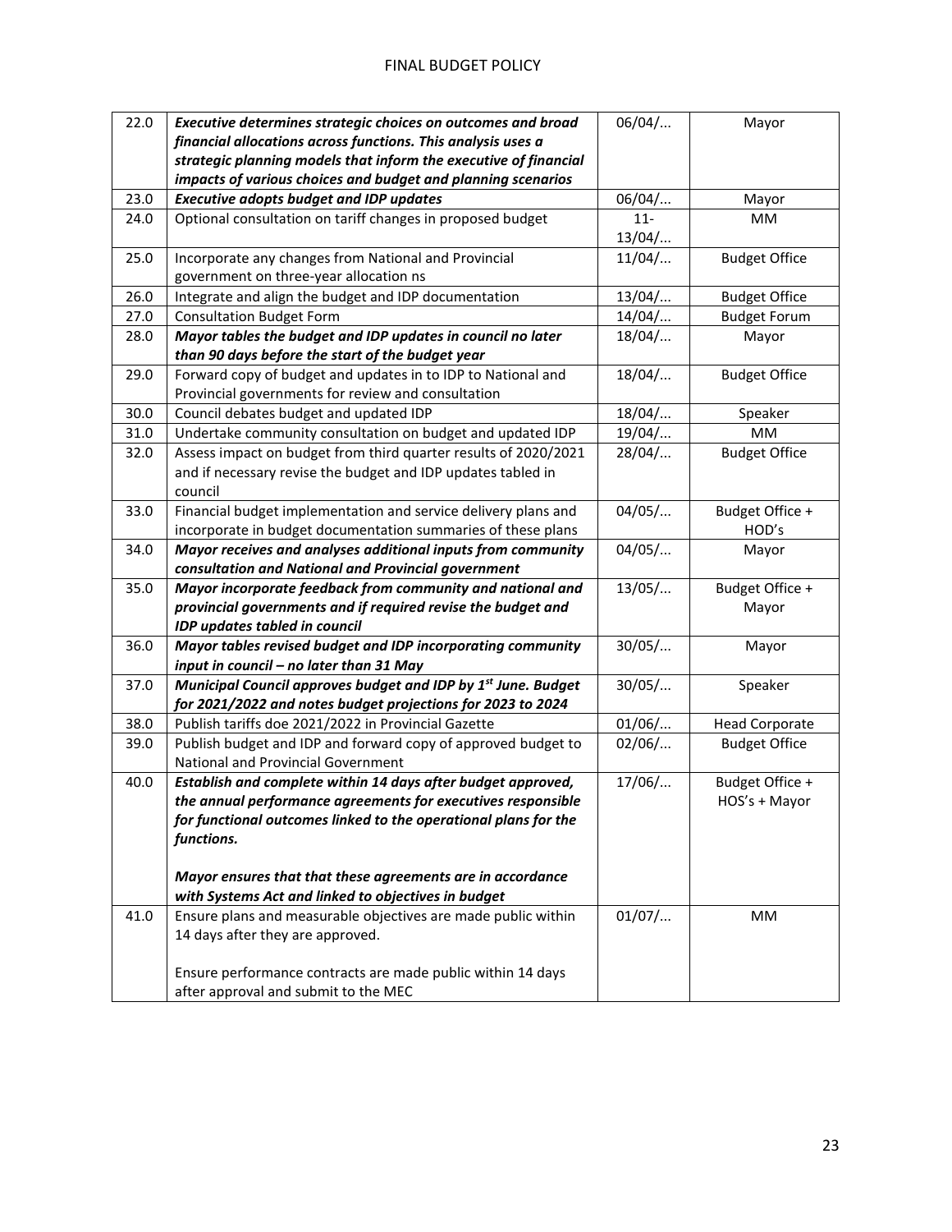| | | | |
|---|---|---|---|
| 22.0 | ***Executive determines strategic choices on outcomes and broad financial allocations across functions. This analysis uses a strategic planning models that inform the executive of financial impacts of various choices and budget and planning scenarios*** | 06/04/... | Mayor |
| 23.0 | ***Executive adopts budget and IDP updates*** | 06/04/... | Mayor |
| 24.0 | Optional consultation on tariff changes in proposed budget | 11-13/04/... | MM |
| 25.0 | Incorporate any changes from National and Provincial government on three-year allocation ns | 11/04/... | Budget Office |
| 26.0 | Integrate and align the budget and IDP documentation | 13/04/... | Budget Office |
| 27.0 | Consultation Budget Form | 14/04/... | Budget Forum |
| 28.0 | ***Mayor tables the budget and IDP updates in council no later than 90 days before the start of the budget year*** | 18/04/... | Mayor |
| 29.0 | Forward copy of budget and updates in to IDP to National and Provincial governments for review and consultation | 18/04/... | Budget Office |
| 30.0 | Council debates budget and updated IDP | 18/04/... | Speaker |
| 31.0 | Undertake community consultation on budget and updated IDP | 19/04/... | MM |
| 32.0 | Assess impact on budget from third quarter results of 2020/2021 and if necessary revise the budget and IDP updates tabled in council | 28/04/... | Budget Office |
| 33.0 | Financial budget implementation and service delivery plans and incorporate in budget documentation summaries of these plans | 04/05/... | Budget Office + HOD's |
| 34.0 | ***Mayor receives and analyses additional inputs from community consultation and National and Provincial government*** | 04/05/... | Mayor |
| 35.0 | ***Mayor incorporate feedback from community and national and provincial governments and if required revise the budget and IDP updates tabled in council*** | 13/05/... | Budget Office + Mayor |
| 36.0 | ***Mayor tables revised budget and IDP incorporating community input in council – no later than 31 May*** | 30/05/... | Mayor |
| 37.0 | ***Municipal Council approves budget and IDP by 1st June. Budget for 2021/2022 and notes budget projections for 2023 to 2024*** | 30/05/... | Speaker |
| 38.0 | Publish tariffs doe 2021/2022 in Provincial Gazette | 01/06/... | Head Corporate |
| 39.0 | Publish budget and IDP and forward copy of approved budget to National and Provincial Government | 02/06/... | Budget Office |
| 40.0 | ***Establish and complete within 14 days after budget approved, the annual performance agreements for executives responsible for functional outcomes linked to the operational plans for the functions.*** <br><br> ***Mayor ensures that that these agreements are in accordance with Systems Act and linked to objectives in budget*** | 17/06/... | Budget Office + HOS's + Mayor |
| 41.0 | Ensure plans and measurable objectives are made public within 14 days after they are approved. <br><br> Ensure performance contracts are made public within 14 days after approval and submit to the MEC | 01/07/... | MM |